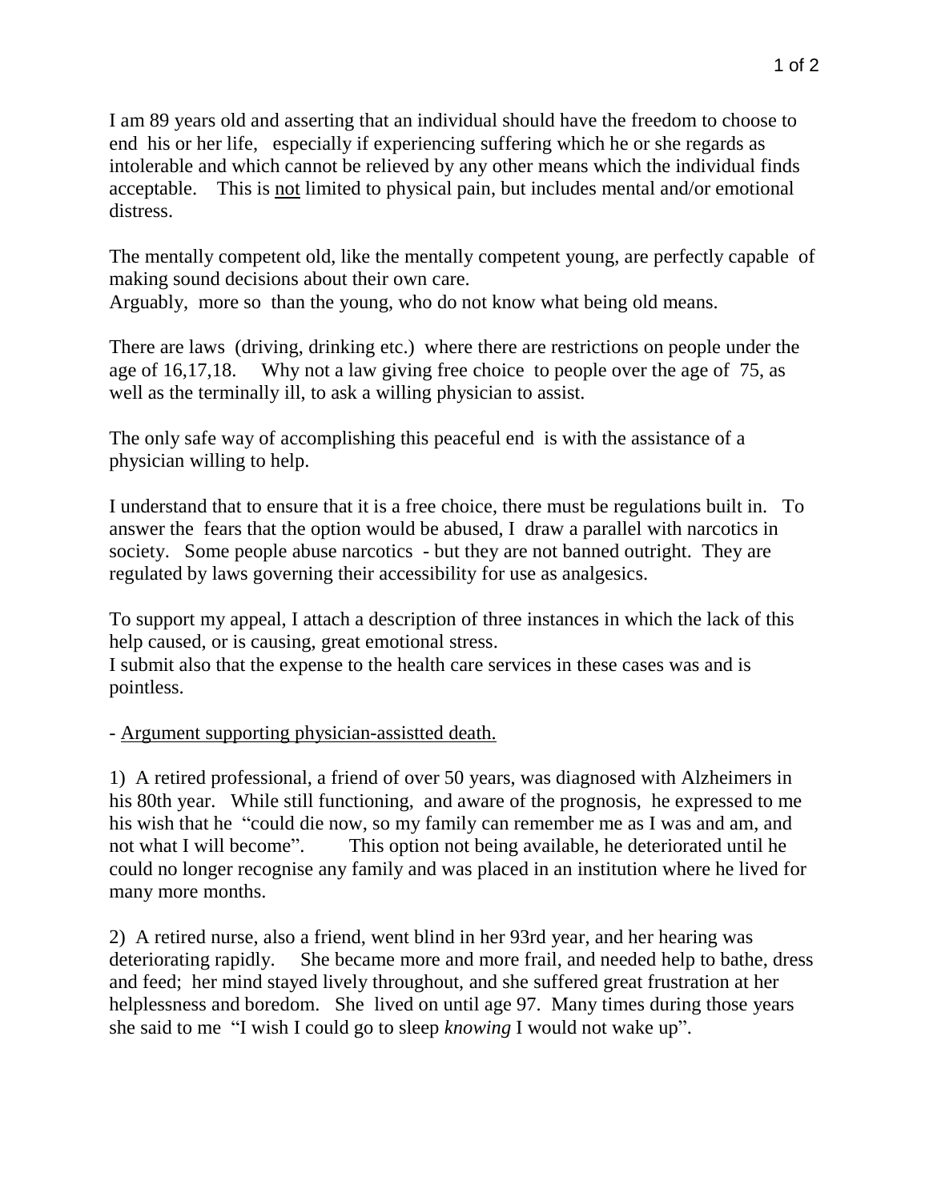I am 89 years old and asserting that an individual should have the freedom to choose to end his or her life, especially if experiencing suffering which he or she regards as intolerable and which cannot be relieved by any other means which the individual finds acceptable. This is <u>not</u> limited to physical pain, but includes mental and/or emotional distress.

The mentally competent old, like the mentally competent young, are perfectly capable of making sound decisions about their own care.
Arguably, more so than the young, who do not know what being old means.

There are laws (driving, drinking etc.) where there are restrictions on people under the age of 16,17,18. Why not a law giving free choice to people over the age of 75, as well as the terminally ill, to ask a willing physician to assist.

The only safe way of accomplishing this peaceful end is with the assistance of a physician willing to help.

I understand that to ensure that it is a free choice, there must be regulations built in. To answer the fears that the option would be abused, I draw a parallel with narcotics in society. Some people abuse narcotics - but they are not banned outright. They are regulated by laws governing their accessibility for use as analgesics.

To support my appeal, I attach a description of three instances in which the lack of this help caused, or is causing, great emotional stress.
I submit also that the expense to the health care services in these cases was and is pointless.

- <u>Argument supporting physician-assistted death.</u>

1) A retired professional, a friend of over 50 years, was diagnosed with Alzheimers in his 80th year. While still functioning, and aware of the prognosis, he expressed to me his wish that he "could die now, so my family can remember me as I was and am, and not what I will become". This option not being available, he deteriorated until he could no longer recognise any family and was placed in an institution where he lived for many more months.

2) A retired nurse, also a friend, went blind in her 93rd year, and her hearing was deteriorating rapidly. She became more and more frail, and needed help to bathe, dress and feed; her mind stayed lively throughout, and she suffered great frustration at her helplessness and boredom. She lived on until age 97. Many times during those years she said to me "I wish I could go to sleep *knowing* I would not wake up".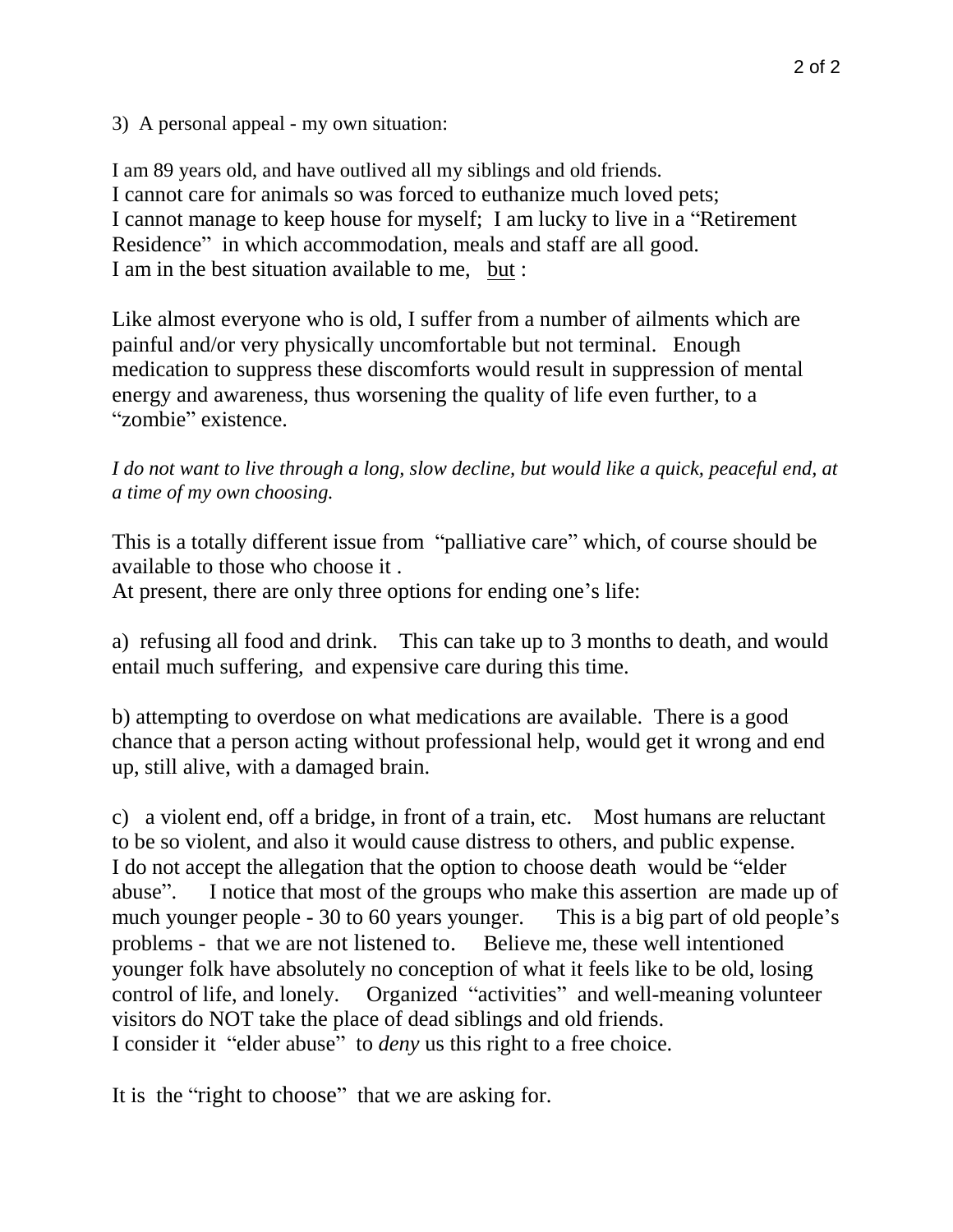3) A personal appeal - my own situation:

I am 89 years old, and have outlived all my siblings and old friends.
I cannot care for animals so was forced to euthanize much loved pets;
I cannot manage to keep house for myself; I am lucky to live in a "Retirement Residence" in which accommodation, meals and staff are all good.
I am in the best situation available to me, <u>but</u> :

Like almost everyone who is old, I suffer from a number of ailments which are painful and/or very physically uncomfortable but not terminal. Enough medication to suppress these discomforts would result in suppression of mental energy and awareness, thus worsening the quality of life even further, to a "zombie" existence.

*I do not want to live through a long, slow decline, but would like a quick, peaceful end, at a time of my own choosing.*

This is a totally different issue from "palliative care" which, of course should be available to those who choose it .
At present, there are only three options for ending one's life:

a) refusing all food and drink. This can take up to 3 months to death, and would entail much suffering, and expensive care during this time.

b) attempting to overdose on what medications are available. There is a good chance that a person acting without professional help, would get it wrong and end up, still alive, with a damaged brain.

c) a violent end, off a bridge, in front of a train, etc. Most humans are reluctant to be so violent, and also it would cause distress to others, and public expense.
I do not accept the allegation that the option to choose death would be "elder abuse". I notice that most of the groups who make this assertion are made up of much younger people - 30 to 60 years younger. This is a big part of old people's problems - that we are not listened to. Believe me, these well intentioned younger folk have absolutely no conception of what it feels like to be old, losing control of life, and lonely. Organized "activities" and well-meaning volunteer visitors do NOT take the place of dead siblings and old friends.
I consider it "elder abuse" to *deny* us this right to a free choice.

It is the "right to choose" that we are asking for.